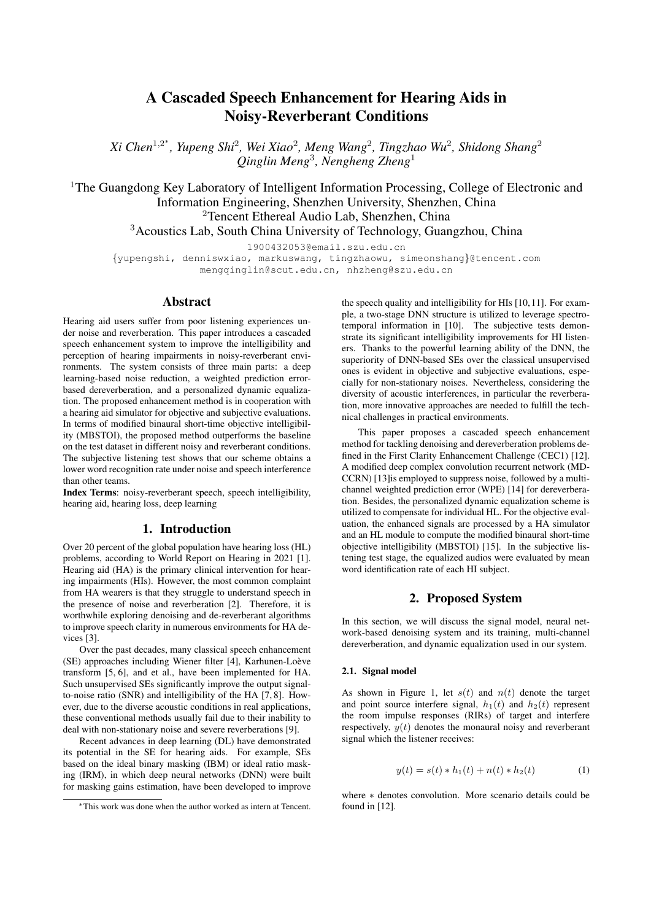# A Cascaded Speech Enhancement for Hearing Aids in Noisy-Reverberant Conditions

*Xi Chen*[1,2*], *Yupeng Shi*[2], *Wei Xiao*[2], *Meng Wang*[2], *Tingzhao Wu*[2], *Shidong Shang*[2]
*Qinglin Meng*[3], *Nengheng Zheng*[1]

[1]The Guangdong Key Laboratory of Intelligent Information Processing, College of Electronic and Information Engineering, Shenzhen University, Shenzhen, China
[2]Tencent Ethereal Audio Lab, Shenzhen, China
[3]Acoustics Lab, South China University of Technology, Guangzhou, China

1900432053@email.szu.edu.cn
{yupengshi, denniswxiao, markuswang, tingzhaowu, simeonshang}@tencent.com
mengqinglin@scut.edu.cn, nhzheng@szu.edu.cn

## Abstract

Hearing aid users suffer from poor listening experiences under noise and reverberation. This paper introduces a cascaded speech enhancement system to improve the intelligibility and perception of hearing impairments in noisy-reverberant environments. The system consists of three main parts: a deep learning-based noise reduction, a weighted prediction error-based dereverberation, and a personalized dynamic equalization. The proposed enhancement method is in cooperation with a hearing aid simulator for objective and subjective evaluations. In terms of modified binaural short-time objective intelligibility (MBSTOI), the proposed method outperforms the baseline on the test dataset in different noisy and reverberant conditions. The subjective listening test shows that our scheme obtains a lower word recognition rate under noise and speech interference than other teams.

**Index Terms**: noisy-reverberant speech, speech intelligibility, hearing aid, hearing loss, deep learning

## 1. Introduction

Over 20 percent of the global population have hearing loss (HL) problems, according to World Report on Hearing in 2021 [1]. Hearing aid (HA) is the primary clinical intervention for hearing impairments (HIs). However, the most common complaint from HA wearers is that they struggle to understand speech in the presence of noise and reverberation [2]. Therefore, it is worthwhile exploring denoising and de-reverberant algorithms to improve speech clarity in numerous environments for HA devices [3].

Over the past decades, many classical speech enhancement (SE) approaches including Wiener filter [4], Karhunen-Loève transform [5, 6], and et al., have been implemented for HA. Such unsupervised SEs significantly improve the output signal-to-noise ratio (SNR) and intelligibility of the HA [7, 8]. However, due to the diverse acoustic conditions in real applications, these conventional methods usually fail due to their inability to deal with non-stationary noise and severe reverberations [9].

Recent advances in deep learning (DL) have demonstrated its potential in the SE for hearing aids. For example, SEs based on the ideal binary masking (IBM) or ideal ratio masking (IRM), in which deep neural networks (DNN) were built for masking gains estimation, have been developed to improve the speech quality and intelligibility for HIs [10, 11]. For example, a two-stage DNN structure is utilized to leverage spectro-temporal information in [10]. The subjective tests demonstrate its significant intelligibility improvements for HI listeners. Thanks to the powerful learning ability of the DNN, the superiority of DNN-based SEs over the classical unsupervised ones is evident in objective and subjective evaluations, especially for non-stationary noises. Nevertheless, considering the diversity of acoustic interferences, in particular the reverberation, more innovative approaches are needed to fulfill the technical challenges in practical environments.

This paper proposes a cascaded speech enhancement method for tackling denoising and dereverberation problems defined in the First Clarity Enhancement Challenge (CEC1) [12]. A modified deep complex convolution recurrent network (MD-CCRN) [13]is employed to suppress noise, followed by a multi-channel weighted prediction error (WPE) [14] for dereverberation. Besides, the personalized dynamic equalization scheme is utilized to compensate for individual HL. For the objective evaluation, the enhanced signals are processed by a HA simulator and an HL module to compute the modified binaural short-time objective intelligibility (MBSTOI) [15]. In the subjective listening test stage, the equalized audios were evaluated by mean word identification rate of each HI subject.

## 2. Proposed System

In this section, we will discuss the signal model, neural network-based denoising system and its training, multi-channel dereverberation, and dynamic equalization used in our system.

### 2.1. Signal model

As shown in Figure 1, let $s(t)$ and $n(t)$ denote the target and point source interfere signal, $h_1(t)$ and $h_2(t)$ represent the room impulse responses (RIRs) of target and interfere respectively, $y(t)$ denotes the monaural noisy and reverberant signal which the listener receives:

$$y(t) = s(t) * h_1(t) + n(t) * h_2(t) \tag{1}$$

where $*$ denotes convolution. More scenario details could be found in [12].

---

*This work was done when the author worked as intern at Tencent.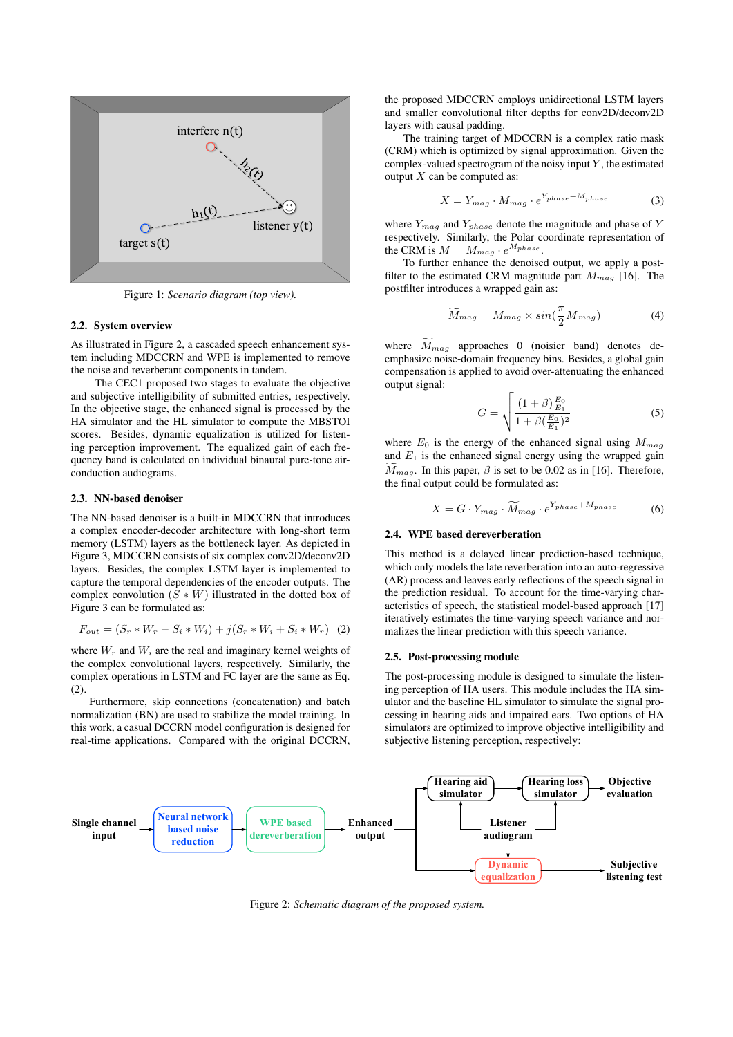Figure 1: *Scenario diagram (top view).*

### 2.2. System overview

As illustrated in Figure 2, a cascaded speech enhancement system including MDCCRN and WPE is implemented to remove the noise and reverberant components in tandem.

The CEC1 proposed two stages to evaluate the objective and subjective intelligibility of submitted entries, respectively. In the objective stage, the enhanced signal is processed by the HA simulator and the HL simulator to compute the MBSTOI scores. Besides, dynamic equalization is utilized for listening perception improvement. The equalized gain of each frequency band is calculated on individual binaural pure-tone air-conduction audiograms.

### 2.3. NN-based denoiser

The NN-based denoiser is a built-in MDCCRN that introduces a complex encoder-decoder architecture with long-short term memory (LSTM) layers as the bottleneck layer. As depicted in Figure 3, MDCCRN consists of six complex conv2D/deconv2D layers. Besides, the complex LSTM layer is implemented to capture the temporal dependencies of the encoder outputs. The complex convolution $(S * W)$ illustrated in the dotted box of Figure 3 can be formulated as:

$$F_{out} = (S_r * W_r - S_i * W_i) + j(S_r * W_i + S_i * W_r) \quad (2)$$

where $W_r$ and $W_i$ are the real and imaginary kernel weights of the complex convolutional layers, respectively. Similarly, the complex operations in LSTM and FC layer are the same as Eq. (2).

Furthermore, skip connections (concatenation) and batch normalization (BN) are used to stabilize the model training. In this work, a casual DCCRN model configuration is designed for real-time applications. Compared with the original DCCRN, the proposed MDCCRN employs unidirectional LSTM layers and smaller convolutional filter depths for conv2D/deconv2D layers with causal padding.

The training target of MDCCRN is a complex ratio mask (CRM) which is optimized by signal approximation. Given the complex-valued spectrogram of the noisy input $Y$, the estimated output $X$ can be computed as:

$$X = Y_{mag} \cdot M_{mag} \cdot e^{Y_{phase} + M_{phase}} \quad (3)$$

where $Y_{mag}$ and $Y_{phase}$ denote the magnitude and phase of $Y$ respectively. Similarly, the Polar coordinate representation of the CRM is $M = M_{mag} \cdot e^{M_{phase}}$.

To further enhance the denoised output, we apply a post-filter to the estimated CRM magnitude part $M_{mag}$ [16]. The postfilter introduces a wrapped gain as:

$$\widetilde{M}_{mag} = M_{mag} \times sin(\frac{\pi}{2} M_{mag}) \quad (4)$$

where $\widetilde{M}_{mag}$ approaches 0 (noisier band) denotes de-emphasize noise-domain frequency bins. Besides, a global gain compensation is applied to avoid over-attenuating the enhanced output signal:

$$G = \sqrt{\frac{(1+\beta)\frac{E_0}{E_1}}{1 + \beta(\frac{E_0}{E_1})^2}} \quad (5)$$

where $E_0$ is the energy of the enhanced signal using $M_{mag}$ and $E_1$ is the enhanced signal energy using the wrapped gain $\widetilde{M}_{mag}$. In this paper, $\beta$ is set to be 0.02 as in [16]. Therefore, the final output could be formulated as:

$$X = G \cdot Y_{mag} \cdot \widetilde{M}_{mag} \cdot e^{Y_{phase} + M_{phase}} \quad (6)$$

### 2.4. WPE based dereverberation

This method is a delayed linear prediction-based technique, which only models the late reverberation into an auto-regressive (AR) process and leaves early reflections of the speech signal in the prediction residual. To account for the time-varying characteristics of speech, the statistical model-based approach [17] iteratively estimates the time-varying speech variance and normalizes the linear prediction with this speech variance.

### 2.5. Post-processing module

The post-processing module is designed to simulate the listening perception of HA users. This module includes the HA simulator and the baseline HL simulator to simulate the signal processing in hearing aids and impaired ears. Two options of HA simulators are optimized to improve objective intelligibility and subjective listening perception, respectively:

Figure 2: *Schematic diagram of the proposed system.*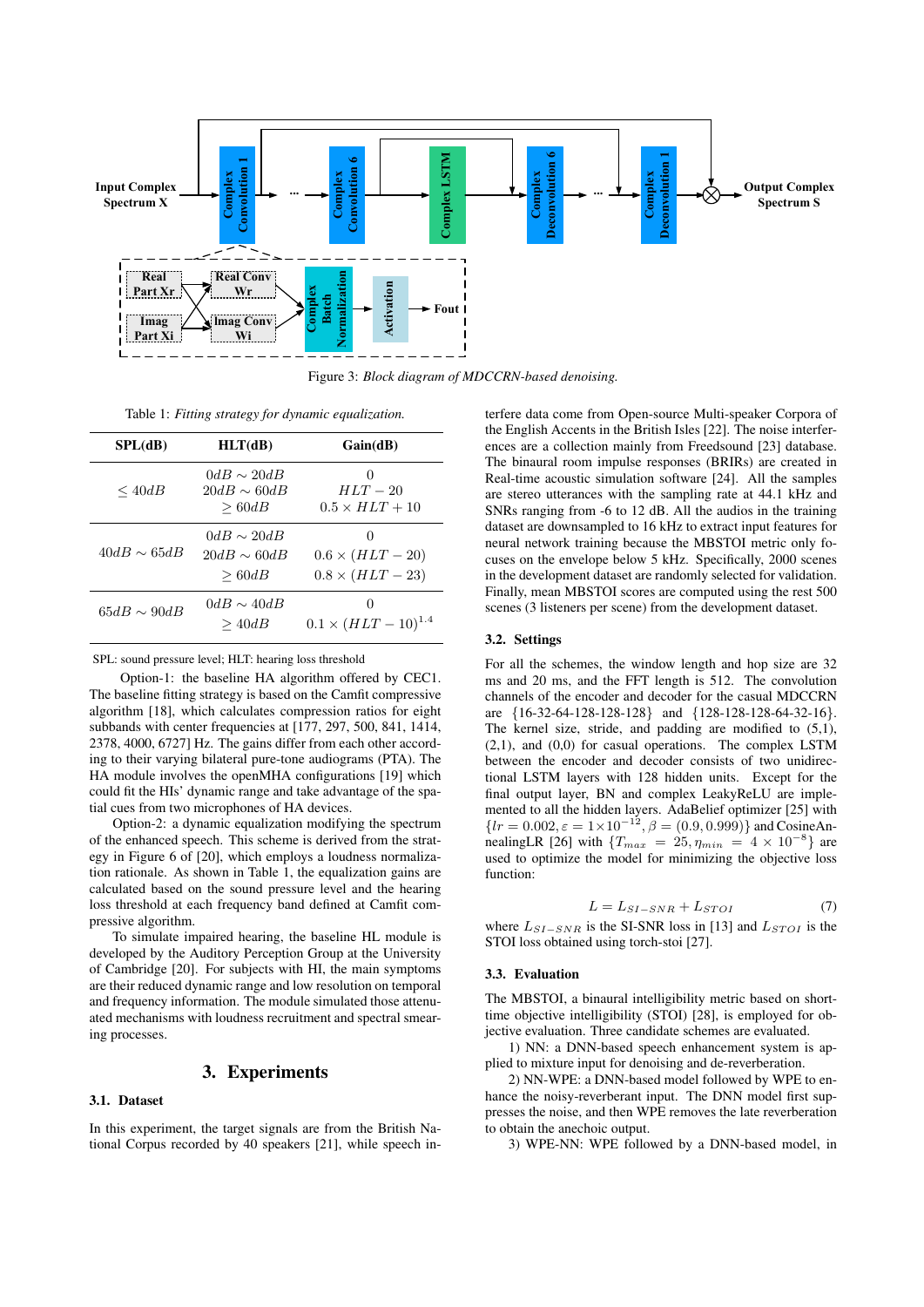Figure 3: *Block diagram of MDCCRN-based denoising.*

Table 1: *Fitting strategy for dynamic equalization.*

| SPL(dB) | HLT(dB) | Gain(dB) |
|---|---|---|
| $\leq 40dB$ | $0dB \sim 20dB$ | $0$ |
| | $20dB \sim 60dB$ | $HLT - 20$ |
| | $\geq 60dB$ | $0.5 \times HLT + 10$ |
| $40dB \sim 65dB$ | $0dB \sim 20dB$ | $0$ |
| | $20dB \sim 60dB$ | $0.6 \times (HLT - 20)$ |
| | $\geq 60dB$ | $0.8 \times (HLT - 23)$ |
| $65dB \sim 90dB$ | $0dB \sim 40dB$ | $0$ |
| | $\geq 40dB$ | $0.1 \times (HLT - 10)^{1.4}$ |

SPL: sound pressure level; HLT: hearing loss threshold

Option-1: the baseline HA algorithm offered by CEC1. The baseline fitting strategy is based on the Camfit compressive algorithm [18], which calculates compression ratios for eight subbands with center frequencies at [177, 297, 500, 841, 1414, 2378, 4000, 6727] Hz. The gains differ from each other according to their varying bilateral pure-tone audiograms (PTA). The HA module involves the openMHA configurations [19] which could fit the HIs' dynamic range and take advantage of the spatial cues from two microphones of HA devices.

Option-2: a dynamic equalization modifying the spectrum of the enhanced speech. This scheme is derived from the strategy in Figure 6 of [20], which employs a loudness normalization rationale. As shown in Table 1, the equalization gains are calculated based on the sound pressure level and the hearing loss threshold at each frequency band defined at Camfit compressive algorithm.

To simulate impaired hearing, the baseline HL module is developed by the Auditory Perception Group at the University of Cambridge [20]. For subjects with HI, the main symptoms are their reduced dynamic range and low resolution on temporal and frequency information. The module simulated those attenuated mechanisms with loudness recruitment and spectral smearing processes.

## 3. Experiments

### 3.1. Dataset

In this experiment, the target signals are from the British National Corpus recorded by 40 speakers [21], while speech interfere data come from Open-source Multi-speaker Corpora of the English Accents in the British Isles [22]. The noise interferences are a collection mainly from Freesound [23] database. The binaural room impulse responses (BRIRs) are created in Real-time acoustic simulation software [24]. All the samples are stereo utterances with the sampling rate at 44.1 kHz and SNRs ranging from -6 to 12 dB. All the audios in the training dataset are downsampled to 16 kHz to extract input features for neural network training because the MBSTOI metric only focuses on the envelope below 5 kHz. Specifically, 2000 scenes in the development dataset are randomly selected for validation. Finally, mean MBSTOI scores are computed using the rest 500 scenes (3 listeners per scene) from the development dataset.

### 3.2. Settings

For all the schemes, the window length and hop size are 32 ms and 20 ms, and the FFT length is 512. The convolution channels of the encoder and decoder for the casual MDCCRN are {16-32-64-128-128-128} and {128-128-128-64-32-16}. The kernel size, stride, and padding are modified to (5,1), (2,1), and (0,0) for casual operations. The complex LSTM between the encoder and decoder consists of two unidirectional LSTM layers with 128 hidden units. Except for the final output layer, BN and complex LeakyReLU are implemented to all the hidden layers. AdaBelief optimizer [25] with $\{lr = 0.002, \varepsilon = 1\times10^{-12}, \beta = (0.9, 0.999)\}$ and CosineAnnealingLR [26] with $\{T_{max} = 25, \eta_{min} = 4 \times 10^{-8}\}$ are used to optimize the model for minimizing the objective loss function:

$$L = L_{SI-SNR} + L_{STOI} \tag{7}$$

where $L_{SI-SNR}$ is the SI-SNR loss in [13] and $L_{STOI}$ is the STOI loss obtained using torch-stoi [27].

### 3.3. Evaluation

The MBSTOI, a binaural intelligibility metric based on short-time objective intelligibility (STOI) [28], is employed for objective evaluation. Three candidate schemes are evaluated.

1) NN: a DNN-based speech enhancement system is applied to mixture input for denoising and de-reverberation.

2) NN-WPE: a DNN-based model followed by WPE to enhance the noisy-reverberant input. The DNN model first suppresses the noise, and then WPE removes the late reverberation to obtain the anechoic output.

3) WPE-NN: WPE followed by a DNN-based model, in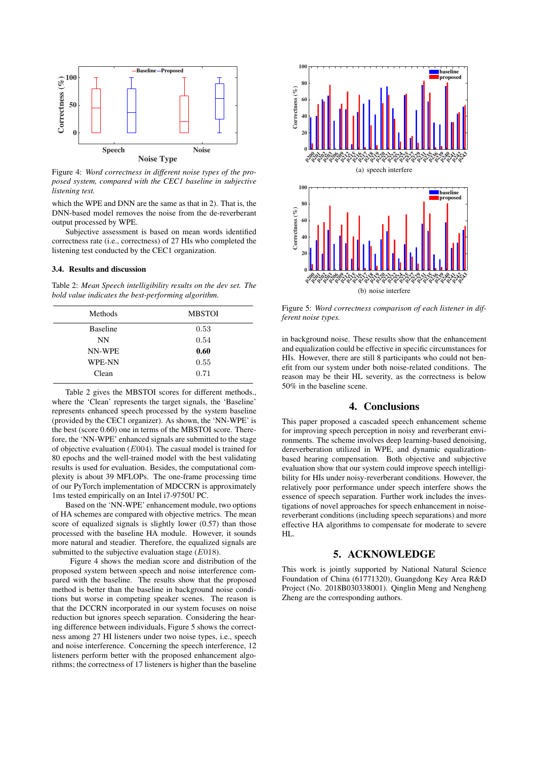Figure 4: *Word correctness in different noise types of the proposed system, compared with the CEC1 baseline in subjective listening test.*

which the WPE and DNN are the same as that in 2). That is, the DNN-based model removes the noise from the de-reverberant output processed by WPE.

Subjective assessment is based on mean words identified correctness rate (i.e., correctness) of 27 HIs who completed the listening test conducted by the CEC1 organization.

### 3.4. Results and discussion

Table 2: *Mean Speech intelligibility results on the dev set. The bold value indicates the best-performing algorithm.*

| Methods | MBSTOI |
|---|---|
| Baseline | 0.53 |
| NN | 0.54 |
| NN-WPE | **0.60** |
| WPE-NN | 0.55 |
| Clean | 0.71 |

Table 2 gives the MBSTOI scores for different methods., where the 'Clean' represents the target signals, the 'Baseline' represents enhanced speech processed by the system baseline (provided by the CEC1 organizer). As shown, the 'NN-WPE' is the best (score 0.60) one in terms of the MBSTOI score. Therefore, the 'NN-WPE' enhanced signals are submitted to the stage of objective evaluation ($E004$). The casual model is trained for 80 epochs and the well-trained model with the best validating results is used for evaluation. Besides, the computational complexity is about 39 MFLOPs. The one-frame processing time of our PyTorch implementation of MDCCRN is approximately 1ms tested empirically on an Intel i7-9750U PC.

Based on the 'NN-WPE' enhancement module, two options of HA schemes are compared with objective metrics. The mean score of equalized signals is slightly lower (0.57) than those processed with the baseline HA module. However, it sounds more natural and steadier. Therefore, the equalized signals are submitted to the subjective evaluation stage ($E018$).

Figure 4 shows the median score and distribution of the proposed system between speech and noise interference compared with the baseline. The results show that the proposed method is better than the baseline in background noise conditions but worse in competing speaker scenes. The reason is that the DCCRN incorporated in our system focuses on noise reduction but ignores speech separation. Considering the hearing difference between individuals, Figure 5 shows the correctness among 27 HI listeners under two noise types, i.e., speech and noise interference. Concerning the speech interference, 12 listeners perform better with the proposed enhancement algorithms; the correctness of 17 listeners is higher than the baseline in background noise. These results show that the enhancement and equalization could be effective in specific circumstances for HIs. However, there are still 8 participants who could not benefit from our system under both noise-related conditions. The reason may be their HL severity, as the correctness is below 50% in the baseline scene.

(a) speech interfere

(b) noise interfere

Figure 5: *Word correctness comparison of each listener in different noise types.*

## 4. Conclusions

This paper proposed a cascaded speech enhancement scheme for improving speech perception in noisy and reverberant environments. The scheme involves deep learning-based denoising, dereverberation utilized in WPE, and dynamic equalization-based hearing compensation. Both objective and subjective evaluation show that our system could improve speech intelligibility for HIs under noisy-reverberant conditions. However, the relatively poor performance under speech interfere shows the essence of speech separation. Further work includes the investigations of novel approaches for speech enhancement in noise-reverberant conditions (including speech separations) and more effective HA algorithms to compensate for moderate to severe HL.

## 5. ACKNOWLEDGE

This work is jointly supported by National Natural Science Foundation of China (61771320), Guangdong Key Area R&D Project (No. 2018B030338001). Qinglin Meng and Nengheng Zheng are the corresponding authors.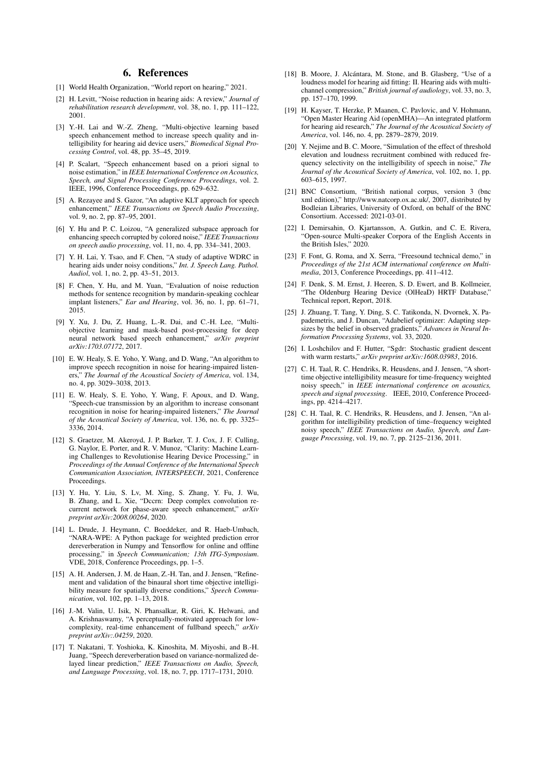## 6. References

[1] World Health Organization, "World report on hearing," 2021.

[2] H. Levitt, "Noise reduction in hearing aids: A review," *Journal of rehabilitation research development*, vol. 38, no. 1, pp. 111–122, 2001.

[3] Y.-H. Lai and W.-Z. Zheng, "Multi-objective learning based speech enhancement method to increase speech quality and intelligibility for hearing aid device users," *Biomedical Signal Processing Control*, vol. 48, pp. 35–45, 2019.

[4] P. Scalart, "Speech enhancement based on a priori signal to noise estimation," in *IEEE International Conference on Acoustics, Speech, and Signal Processing Conference Proceedings*, vol. 2. IEEE, 1996, Conference Proceedings, pp. 629–632.

[5] A. Rezayee and S. Gazor, "An adaptive KLT approach for speech enhancement," *IEEE Transactions on Speech Audio Processing*, vol. 9, no. 2, pp. 87–95, 2001.

[6] Y. Hu and P. C. Loizou, "A generalized subspace approach for enhancing speech corrupted by colored noise," *IEEE Transactions on speech audio processing*, vol. 11, no. 4, pp. 334–341, 2003.

[7] Y. H. Lai, Y. Tsao, and F. Chen, "A study of adaptive WDRC in hearing aids under noisy conditions," *Int. J. Speech Lang. Pathol. Audiol*, vol. 1, no. 2, pp. 43–51, 2013.

[8] F. Chen, Y. Hu, and M. Yuan, "Evaluation of noise reduction methods for sentence recognition by mandarin-speaking cochlear implant listeners," *Ear and Hearing*, vol. 36, no. 1, pp. 61–71, 2015.

[9] Y. Xu, J. Du, Z. Huang, L.-R. Dai, and C.-H. Lee, "Multi-objective learning and mask-based post-processing for deep neural network based speech enhancement," *arXiv preprint arXiv:1703.07172*, 2017.

[10] E. W. Healy, S. E. Yoho, Y. Wang, and D. Wang, "An algorithm to improve speech recognition in noise for hearing-impaired listeners," *The Journal of the Acoustical Society of America*, vol. 134, no. 4, pp. 3029–3038, 2013.

[11] E. W. Healy, S. E. Yoho, Y. Wang, F. Apoux, and D. Wang, "Speech-cue transmission by an algorithm to increase consonant recognition in noise for hearing-impaired listeners," *The Journal of the Acoustical Society of America*, vol. 136, no. 6, pp. 3325–3336, 2014.

[12] S. Graetzer, M. Akeroyd, J. P. Barker, T. J. Cox, J. F. Culling, G. Naylor, E. Porter, and R. V. Munoz, "Clarity: Machine Learning Challenges to Revolutionise Hearing Device Processing," in *Proceedings of the Annual Conference of the International Speech Communication Association, INTERSPEECH*, 2021, Conference Proceedings.

[13] Y. Hu, Y. Liu, S. Lv, M. Xing, S. Zhang, Y. Fu, J. Wu, B. Zhang, and L. Xie, "Dccrn: Deep complex convolution recurrent network for phase-aware speech enhancement," *arXiv preprint arXiv:2008.00264*, 2020.

[14] L. Drude, J. Heymann, C. Boeddeker, and R. Haeb-Umbach, "NARA-WPE: A Python package for weighted prediction error dereverberation in Numpy and Tensorflow for online and offline processing," in *Speech Communication; 13th ITG-Symposium*. VDE, 2018, Conference Proceedings, pp. 1–5.

[15] A. H. Andersen, J. M. de Haan, Z.-H. Tan, and J. Jensen, "Refinement and validation of the binaural short time objective intelligibility measure for spatially diverse conditions," *Speech Communication*, vol. 102, pp. 1–13, 2018.

[16] J.-M. Valin, U. Isik, N. Phansalkar, R. Giri, K. Helwani, and A. Krishnaswamy, "A perceptually-motivated approach for low-complexity, real-time enhancement of fullband speech," *arXiv preprint arXiv:.04259*, 2020.

[17] T. Nakatani, T. Yoshioka, K. Kinoshita, M. Miyoshi, and B.-H. Juang, "Speech dereverberation based on variance-normalized delayed linear prediction," *IEEE Transactions on Audio, Speech, and Language Processing*, vol. 18, no. 7, pp. 1717–1731, 2010.

[18] B. Moore, J. Alcántara, M. Stone, and B. Glasberg, "Use of a loudness model for hearing aid fitting: II. Hearing aids with multi-channel compression," *British journal of audiology*, vol. 33, no. 3, pp. 157–170, 1999.

[19] H. Kayser, T. Herzke, P. Maanen, C. Pavlovic, and V. Hohmann, "Open Master Hearing Aid (openMHA)—An integrated platform for hearing aid research," *The Journal of the Acoustical Society of America*, vol. 146, no. 4, pp. 2879–2879, 2019.

[20] Y. Nejime and B. C. Moore, "Simulation of the effect of threshold elevation and loudness recruitment combined with reduced frequency selectivity on the intelligibility of speech in noise," *The Journal of the Acoustical Society of America*, vol. 102, no. 1, pp. 603–615, 1997.

[21] BNC Consortium, "British national corpus, version 3 (bnc xml edition)," http://www.natcorp.ox.ac.uk/, 2007, distributed by Bodleian Libraries, University of Oxford, on behalf of the BNC Consortium. Accessed: 2021-03-01.

[22] I. Demirsahin, O. Kjartansson, A. Gutkin, and C. E. Rivera, "Open-source Multi-speaker Corpora of the English Accents in the British Isles," 2020.

[23] F. Font, G. Roma, and X. Serra, "Freesound technical demo," in *Proceedings of the 21st ACM international conference on Multimedia*, 2013, Conference Proceedings, pp. 411–412.

[24] F. Denk, S. M. Ernst, J. Heeren, S. D. Ewert, and B. Kollmeier, "The Oldenburg Hearing Device (OlHeaD) HRTF Database," Technical report, Report, 2018.

[25] J. Zhuang, T. Tang, Y. Ding, S. C. Tatikonda, N. Dvornek, X. Papademetris, and J. Duncan, "Adabelief optimizer: Adapting stepsizes by the belief in observed gradients," *Advances in Neural Information Processing Systems*, vol. 33, 2020.

[26] I. Loshchilov and F. Hutter, "Sgdr: Stochastic gradient descent with warm restarts," *arXiv preprint arXiv:1608.03983*, 2016.

[27] C. H. Taal, R. C. Hendriks, R. Heusdens, and J. Jensen, "A short-time objective intelligibility measure for time-frequency weighted noisy speech," in *IEEE international conference on acoustics, speech and signal processing*. IEEE, 2010, Conference Proceedings, pp. 4214–4217.

[28] C. H. Taal, R. C. Hendriks, R. Heusdens, and J. Jensen, "An algorithm for intelligibility prediction of time–frequency weighted noisy speech," *IEEE Transactions on Audio, Speech, and Language Processing*, vol. 19, no. 7, pp. 2125–2136, 2011.